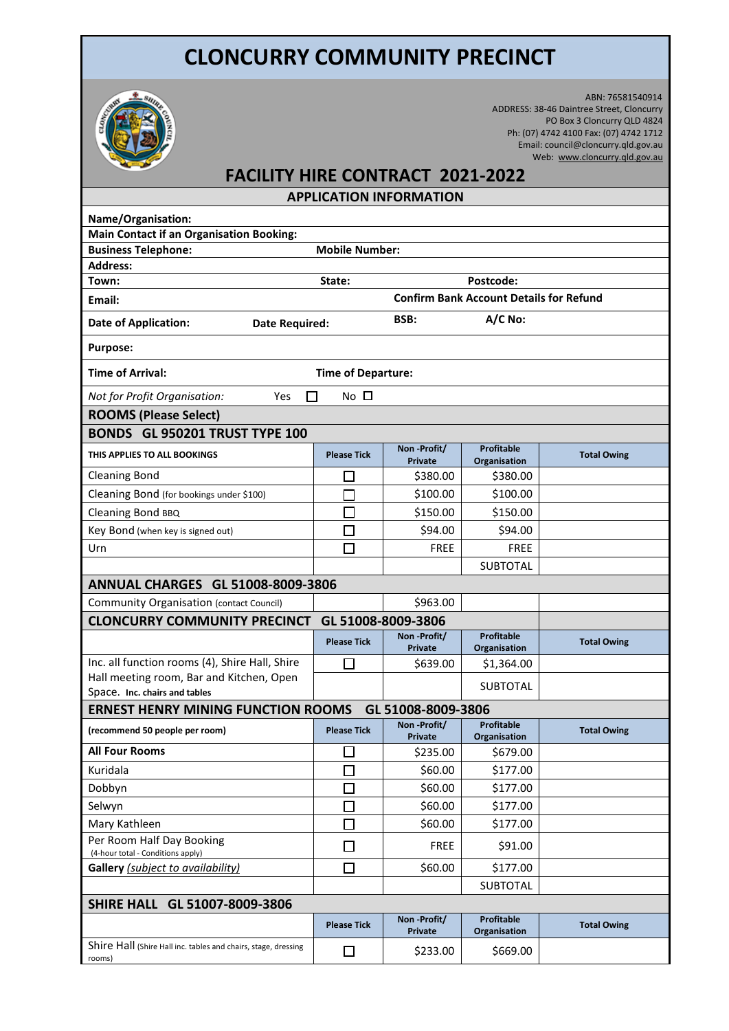# CLONCURRY COMMUNITY PRECINCT

ABN: 76581540914
ADDRESS: 38-46 Daintree Street, Cloncurry
PO Box 3 Cloncurry QLD 4824
Ph: (07) 4742 4100 Fax: (07) 4742 1712
Email: council@cloncurry.qld.gov.au
Web: www.cloncurry.qld.gov.au

## FACILITY HIRE CONTRACT 2021-2022

### APPLICATION INFORMATION

**Name/Organisation:**

**Main Contact if an Organisation Booking:**

**Business Telephone:** **Mobile Number:**

**Address:**

**Town:** **State:** **Postcode:**

**Email:** **Confirm Bank Account Details for Refund**

**Date of Application:** **Date Required:** **BSB:** **A/C No:**

**Purpose:**

**Time of Arrival:** **Time of Departure:**

*Not for Profit Organisation:* Yes ☐ No ☐

### ROOMS (Please Select)

### BONDS GL 950201 TRUST TYPE 100

| THIS APPLIES TO ALL BOOKINGS | Please Tick | Non -Profit/ Private | Profitable Organisation | Total Owing |
|---|---|---|---|---|
| Cleaning Bond | ☐ | $380.00 | $380.00 | |
| Cleaning Bond (for bookings under $100) | ☐ | $100.00 | $100.00 | |
| Cleaning Bond BBQ | ☐ | $150.00 | $150.00 | |
| Key Bond (when key is signed out) | ☐ | $94.00 | $94.00 | |
| Urn | ☐ | FREE | FREE | |
| | | | SUBTOTAL | |

### ANNUAL CHARGES GL 51008-8009-3806

| | | | | |
|---|---|---|---|---|
| Community Organisation (contact Council) | | $963.00 | | |

### CLONCURRY COMMUNITY PRECINCT GL 51008-8009-3806

| | Please Tick | Non -Profit/ Private | Profitable Organisation | Total Owing |
|---|---|---|---|---|
| Inc. all function rooms (4), Shire Hall, Shire Hall meeting room, Bar and Kitchen, Open Space. **Inc. chairs and tables** | ☐ | $639.00 | $1,364.00 | |
| | | | SUBTOTAL | |

### ERNEST HENRY MINING FUNCTION ROOMS GL 51008-8009-3806

| (recommend 50 people per room) | Please Tick | Non -Profit/ Private | Profitable Organisation | Total Owing |
|---|---|---|---|---|
| **All Four Rooms** | ☐ | $235.00 | $679.00 | |
| Kuridala | ☐ | $60.00 | $177.00 | |
| Dobbyn | ☐ | $60.00 | $177.00 | |
| Selwyn | ☐ | $60.00 | $177.00 | |
| Mary Kathleen | ☐ | $60.00 | $177.00 | |
| Per Room Half Day Booking (4-hour total - Conditions apply) | ☐ | FREE | $91.00 | |
| **Gallery** *(subject to availability)* | ☐ | $60.00 | $177.00 | |
| | | | SUBTOTAL | |

### SHIRE HALL GL 51007-8009-3806

| | Please Tick | Non -Profit/ Private | Profitable Organisation | Total Owing |
|---|---|---|---|---|
| Shire Hall (Shire Hall inc. tables and chairs, stage, dressing rooms) | ☐ | $233.00 | $669.00 | |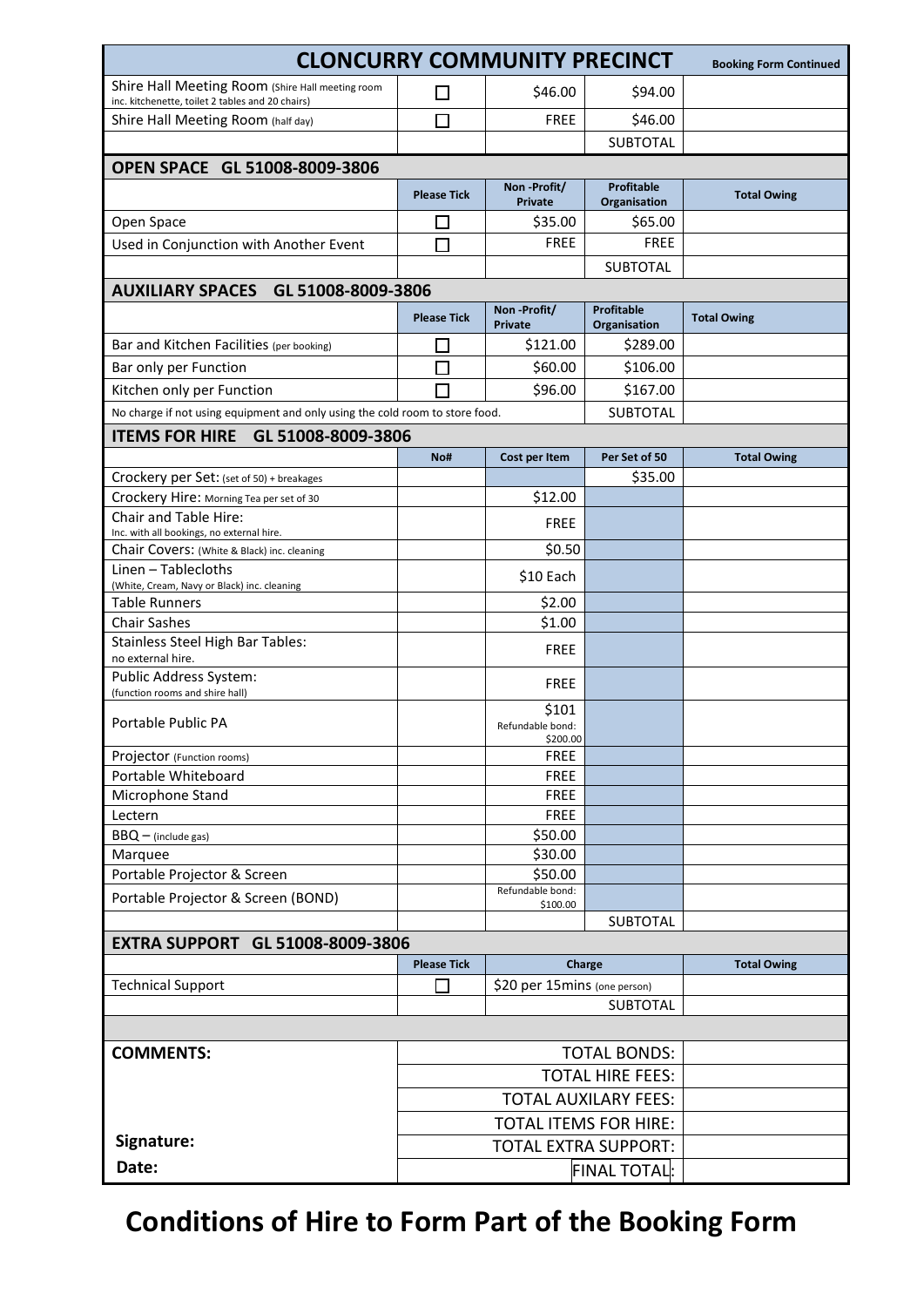| CLONCURRY COMMUNITY PRECINCT | | | | Booking Form Continued |
|---|---|---|---|---|
| Shire Hall Meeting Room (Shire Hall meeting room inc. kitchenette, toilet 2 tables and 20 chairs) | ☐ | $46.00 | $94.00 | |
| Shire Hall Meeting Room (half day) | ☐ | FREE | $46.00 | |
| | | | SUBTOTAL | |
| **OPEN SPACE GL 51008-8009-3806** | | | | |
| | **Please Tick** | **Non -Profit/ Private** | **Profitable Organisation** | **Total Owing** |
| Open Space | ☐ | $35.00 | $65.00 | |
| Used in Conjunction with Another Event | ☐ | FREE | FREE | |
| | | | SUBTOTAL | |
| **AUXILIARY SPACES GL 51008-8009-3806** | | | | |
| | **Please Tick** | **Non -Profit/ Private** | **Profitable Organisation** | **Total Owing** |
| Bar and Kitchen Facilities (per booking) | ☐ | $121.00 | $289.00 | |
| Bar only per Function | ☐ | $60.00 | $106.00 | |
| Kitchen only per Function | ☐ | $96.00 | $167.00 | |
| No charge if not using equipment and only using the cold room to store food. | | | SUBTOTAL | |
| **ITEMS FOR HIRE GL 51008-8009-3806** | | | | |
| | **No#** | **Cost per Item** | **Per Set of 50** | **Total Owing** |
| Crockery per Set: (set of 50) + breakages | | | $35.00 | |
| Crockery Hire: Morning Tea per set of 30 | | $12.00 | | |
| Chair and Table Hire: Inc. with all bookings, no external hire. | | FREE | | |
| Chair Covers: (White & Black) inc. cleaning | | $0.50 | | |
| Linen – Tablecloths (White, Cream, Navy or Black) inc. cleaning | | $10 Each | | |
| Table Runners | | $2.00 | | |
| Chair Sashes | | $1.00 | | |
| Stainless Steel High Bar Tables: no external hire. | | FREE | | |
| Public Address System: (function rooms and shire hall) | | FREE | | |
| Portable Public PA | | $101 Refundable bond: $200.00 | | |
| Projector (Function rooms) | | FREE | | |
| Portable Whiteboard | | FREE | | |
| Microphone Stand | | FREE | | |
| Lectern | | FREE | | |
| BBQ – (include gas) | | $50.00 | | |
| Marquee | | $30.00 | | |
| Portable Projector & Screen | | $50.00 | | |
| Portable Projector & Screen (BOND) | | Refundable bond: $100.00 | | |
| | | | SUBTOTAL | |
| **EXTRA SUPPORT GL 51008-8009-3806** | | | | |
| | **Please Tick** | **Charge** | | **Total Owing** |
| Technical Support | ☐ | $20 per 15mins (one person) | | |
| | | | SUBTOTAL | |
| **COMMENTS:** | | | TOTAL BONDS: | |
| | | | TOTAL HIRE FEES: | |
| | | | TOTAL AUXILARY FEES: | |
| | | | TOTAL ITEMS FOR HIRE: | |
| **Signature:** | | | TOTAL EXTRA SUPPORT: | |
| **Date:** | | | FINAL TOTAL: | |

# Conditions of Hire to Form Part of the Booking Form